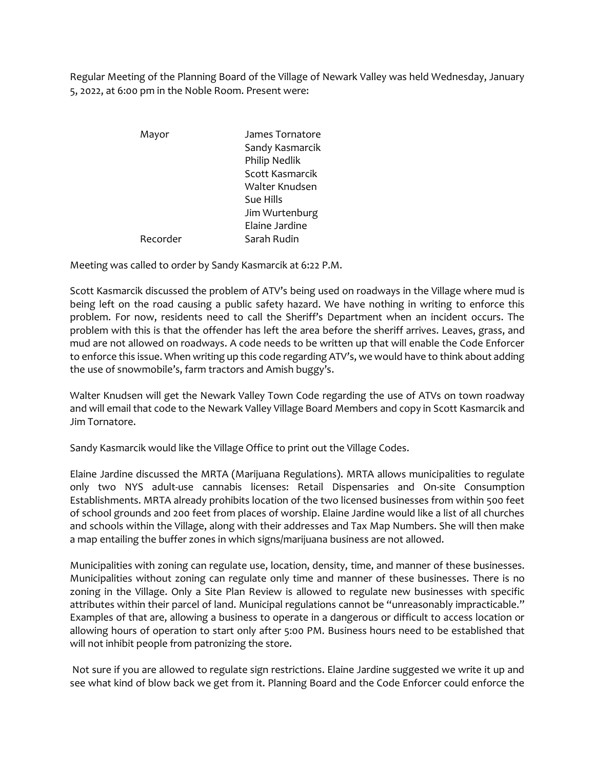Regular Meeting of the Planning Board of the Village of Newark Valley was held Wednesday, January 5, 2022, at 6:00 pm in the Noble Room. Present were:

| | |
|---|---|
| Mayor | James Tornatore |
| | Sandy Kasmarcik |
| | Philip Nedlik |
| | Scott Kasmarcik |
| | Walter Knudsen |
| | Sue Hills |
| | Jim Wurtenburg |
| | Elaine Jardine |
| Recorder | Sarah Rudin |

Meeting was called to order by Sandy Kasmarcik at 6:22 P.M.

Scott Kasmarcik discussed the problem of ATV's being used on roadways in the Village where mud is being left on the road causing a public safety hazard. We have nothing in writing to enforce this problem. For now, residents need to call the Sheriff's Department when an incident occurs. The problem with this is that the offender has left the area before the sheriff arrives. Leaves, grass, and mud are not allowed on roadways. A code needs to be written up that will enable the Code Enforcer to enforce this issue. When writing up this code regarding ATV's, we would have to think about adding the use of snowmobile's, farm tractors and Amish buggy's.

Walter Knudsen will get the Newark Valley Town Code regarding the use of ATVs on town roadway and will email that code to the Newark Valley Village Board Members and copy in Scott Kasmarcik and Jim Tornatore.

Sandy Kasmarcik would like the Village Office to print out the Village Codes.

Elaine Jardine discussed the MRTA (Marijuana Regulations). MRTA allows municipalities to regulate only two NYS adult-use cannabis licenses: Retail Dispensaries and On-site Consumption Establishments. MRTA already prohibits location of the two licensed businesses from within 500 feet of school grounds and 200 feet from places of worship. Elaine Jardine would like a list of all churches and schools within the Village, along with their addresses and Tax Map Numbers. She will then make a map entailing the buffer zones in which signs/marijuana business are not allowed.

Municipalities with zoning can regulate use, location, density, time, and manner of these businesses. Municipalities without zoning can regulate only time and manner of these businesses. There is no zoning in the Village. Only a Site Plan Review is allowed to regulate new businesses with specific attributes within their parcel of land. Municipal regulations cannot be "unreasonably impracticable." Examples of that are, allowing a business to operate in a dangerous or difficult to access location or allowing hours of operation to start only after 5:00 PM. Business hours need to be established that will not inhibit people from patronizing the store.

Not sure if you are allowed to regulate sign restrictions. Elaine Jardine suggested we write it up and see what kind of blow back we get from it. Planning Board and the Code Enforcer could enforce the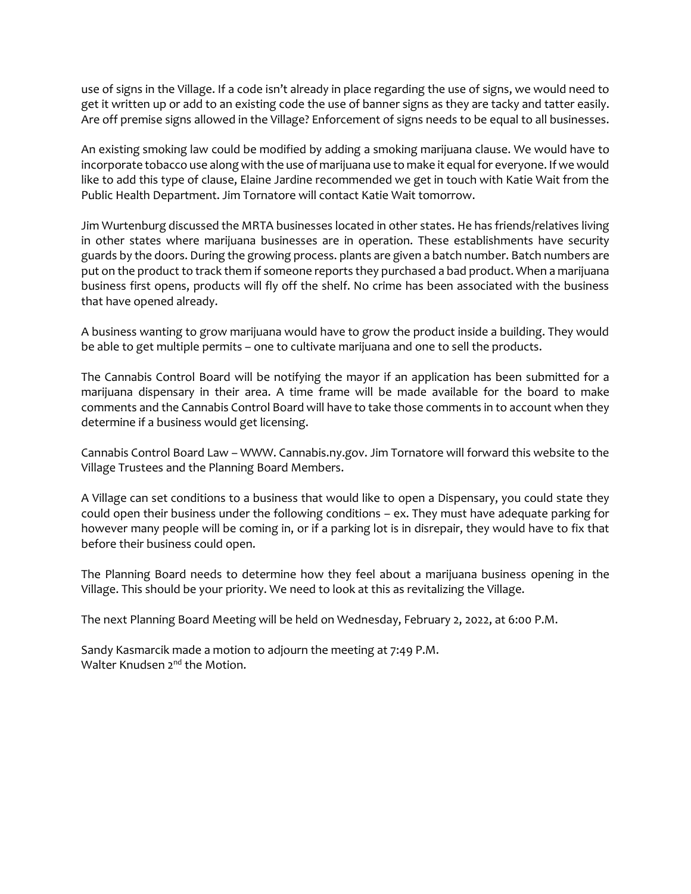use of signs in the Village. If a code isn't already in place regarding the use of signs, we would need to get it written up or add to an existing code the use of banner signs as they are tacky and tatter easily. Are off premise signs allowed in the Village? Enforcement of signs needs to be equal to all businesses.

An existing smoking law could be modified by adding a smoking marijuana clause. We would have to incorporate tobacco use along with the use of marijuana use to make it equal for everyone. If we would like to add this type of clause, Elaine Jardine recommended we get in touch with Katie Wait from the Public Health Department. Jim Tornatore will contact Katie Wait tomorrow.

Jim Wurtenburg discussed the MRTA businesses located in other states. He has friends/relatives living in other states where marijuana businesses are in operation. These establishments have security guards by the doors. During the growing process. plants are given a batch number. Batch numbers are put on the product to track them if someone reports they purchased a bad product. When a marijuana business first opens, products will fly off the shelf. No crime has been associated with the business that have opened already.

A business wanting to grow marijuana would have to grow the product inside a building. They would be able to get multiple permits – one to cultivate marijuana and one to sell the products.

The Cannabis Control Board will be notifying the mayor if an application has been submitted for a marijuana dispensary in their area. A time frame will be made available for the board to make comments and the Cannabis Control Board will have to take those comments in to account when they determine if a business would get licensing.

Cannabis Control Board Law – WWW. Cannabis.ny.gov. Jim Tornatore will forward this website to the Village Trustees and the Planning Board Members.

A Village can set conditions to a business that would like to open a Dispensary, you could state they could open their business under the following conditions – ex. They must have adequate parking for however many people will be coming in, or if a parking lot is in disrepair, they would have to fix that before their business could open.

The Planning Board needs to determine how they feel about a marijuana business opening in the Village. This should be your priority. We need to look at this as revitalizing the Village.

The next Planning Board Meeting will be held on Wednesday, February 2, 2022, at 6:00 P.M.

Sandy Kasmarcik made a motion to adjourn the meeting at 7:49 P.M.
Walter Knudsen 2nd the Motion.